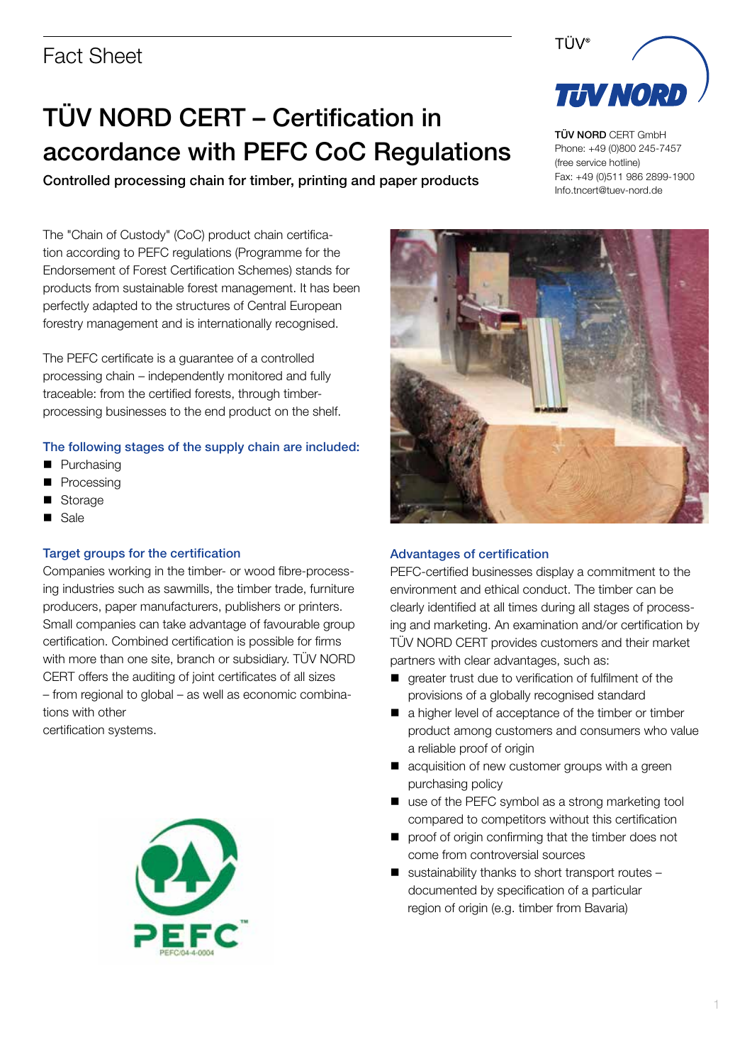Fact Sheet

# TÜV NORD CERT – Certification in accordance with PEFC CoC Regulations

**Controlled processing chain for timber, printing and paper products**

**TÜV NORD** CERT GmbH
Phone: +49 (0)800 245-7457
(free service hotline)
Fax: +49 (0)511 986 2899-1900
Info.tncert@tuev-nord.de

The "Chain of Custody" (CoC) product chain certification according to PEFC regulations (Programme for the Endorsement of Forest Certification Schemes) stands for products from sustainable forest management. It has been perfectly adapted to the structures of Central European forestry management and is internationally recognised.

The PEFC certificate is a guarantee of a controlled processing chain – independently monitored and fully traceable: from the certified forests, through timber-processing businesses to the end product on the shelf.

### The following stages of the supply chain are included:

- Purchasing
- Processing
- Storage
- Sale

### Target groups for the certification

Companies working in the timber- or wood fibre-processing industries such as sawmills, the timber trade, furniture producers, paper manufacturers, publishers or printers. Small companies can take advantage of favourable group certification. Combined certification is possible for firms with more than one site, branch or subsidiary. TÜV NORD CERT offers the auditing of joint certificates of all sizes – from regional to global – as well as economic combinations with other certification systems.

### Advantages of certification

PEFC-certified businesses display a commitment to the environment and ethical conduct. The timber can be clearly identified at all times during all stages of processing and marketing. An examination and/or certification by TÜV NORD CERT provides customers and their market partners with clear advantages, such as:

- greater trust due to verification of fulfilment of the provisions of a globally recognised standard
- a higher level of acceptance of the timber or timber product among customers and consumers who value a reliable proof of origin
- acquisition of new customer groups with a green purchasing policy
- use of the PEFC symbol as a strong marketing tool compared to competitors without this certification
- proof of origin confirming that the timber does not come from controversial sources
- sustainability thanks to short transport routes – documented by specification of a particular region of origin (e.g. timber from Bavaria)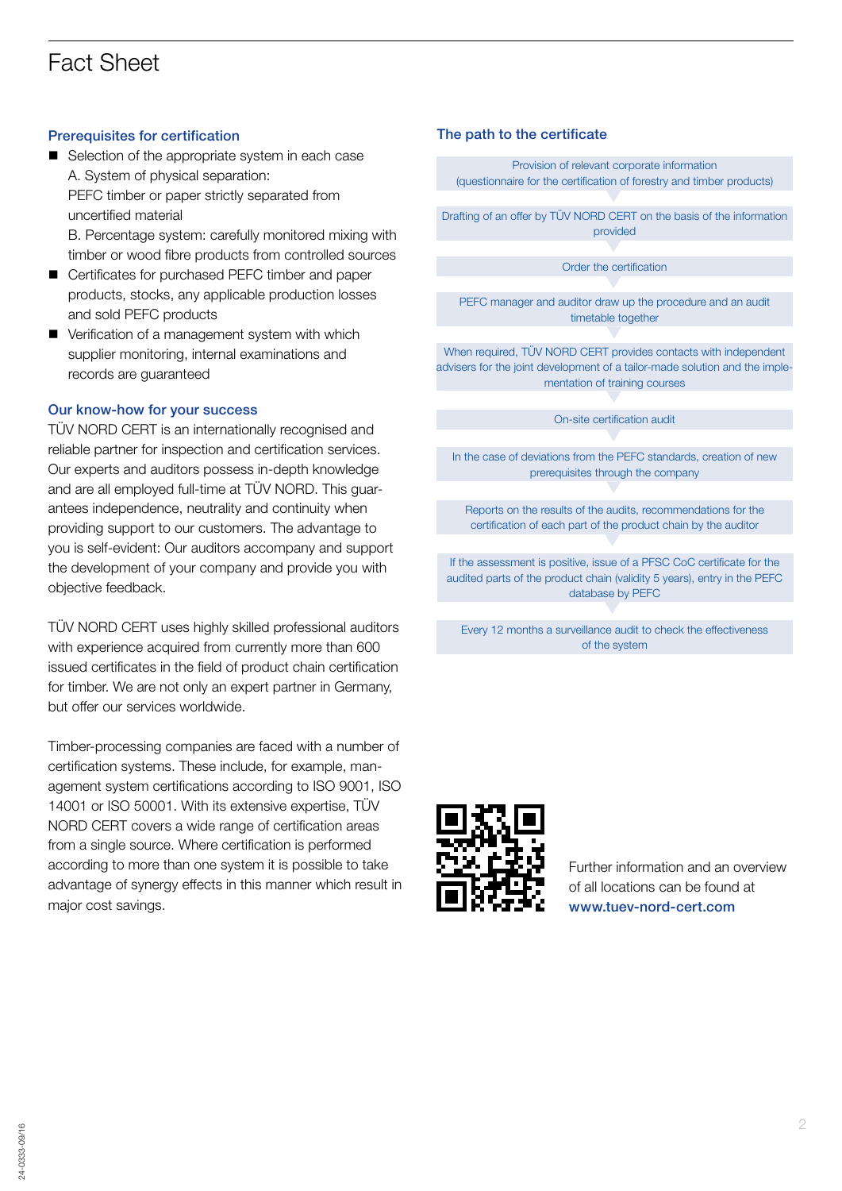# Fact Sheet

## Prerequisites for certification

- Selection of the appropriate system in each case
  A. System of physical separation:
  PEFC timber or paper strictly separated from uncertified material
  B. Percentage system: carefully monitored mixing with timber or wood fibre products from controlled sources
- Certificates for purchased PEFC timber and paper products, stocks, any applicable production losses and sold PEFC products
- Verification of a management system with which supplier monitoring, internal examinations and records are guaranteed

## Our know-how for your success

TÜV NORD CERT is an internationally recognised and reliable partner for inspection and certification services. Our experts and auditors possess in-depth knowledge and are all employed full-time at TÜV NORD. This guarantees independence, neutrality and continuity when providing support to our customers. The advantage to you is self-evident: Our auditors accompany and support the development of your company and provide you with objective feedback.

TÜV NORD CERT uses highly skilled professional auditors with experience acquired from currently more than 600 issued certificates in the field of product chain certification for timber. We are not only an expert partner in Germany, but offer our services worldwide.

Timber-processing companies are faced with a number of certification systems. These include, for example, management system certifications according to ISO 9001, ISO 14001 or ISO 50001. With its extensive expertise, TÜV NORD CERT covers a wide range of certification areas from a single source. Where certification is performed according to more than one system it is possible to take advantage of synergy effects in this manner which result in major cost savings.

## The path to the certificate

1. Provision of relevant corporate information (questionnaire for the certification of forestry and timber products)
2. Drafting of an offer by TÜV NORD CERT on the basis of the information provided
3. Order the certification
4. PEFC manager and auditor draw up the procedure and an audit timetable together
5. When required, TÜV NORD CERT provides contacts with independent advisers for the joint development of a tailor-made solution and the implementation of training courses
6. On-site certification audit
7. In the case of deviations from the PEFC standards, creation of new prerequisites through the company
8. Reports on the results of the audits, recommendations for the certification of each part of the product chain by the auditor
9. If the assessment is positive, issue of a PFSC CoC certificate for the audited parts of the product chain (validity 5 years), entry in the PEFC database by PEFC
10. Every 12 months a surveillance audit to check the effectiveness of the system

Further information and an overview of all locations can be found at **www.tuev-nord-cert.com**

24-0333-09/16